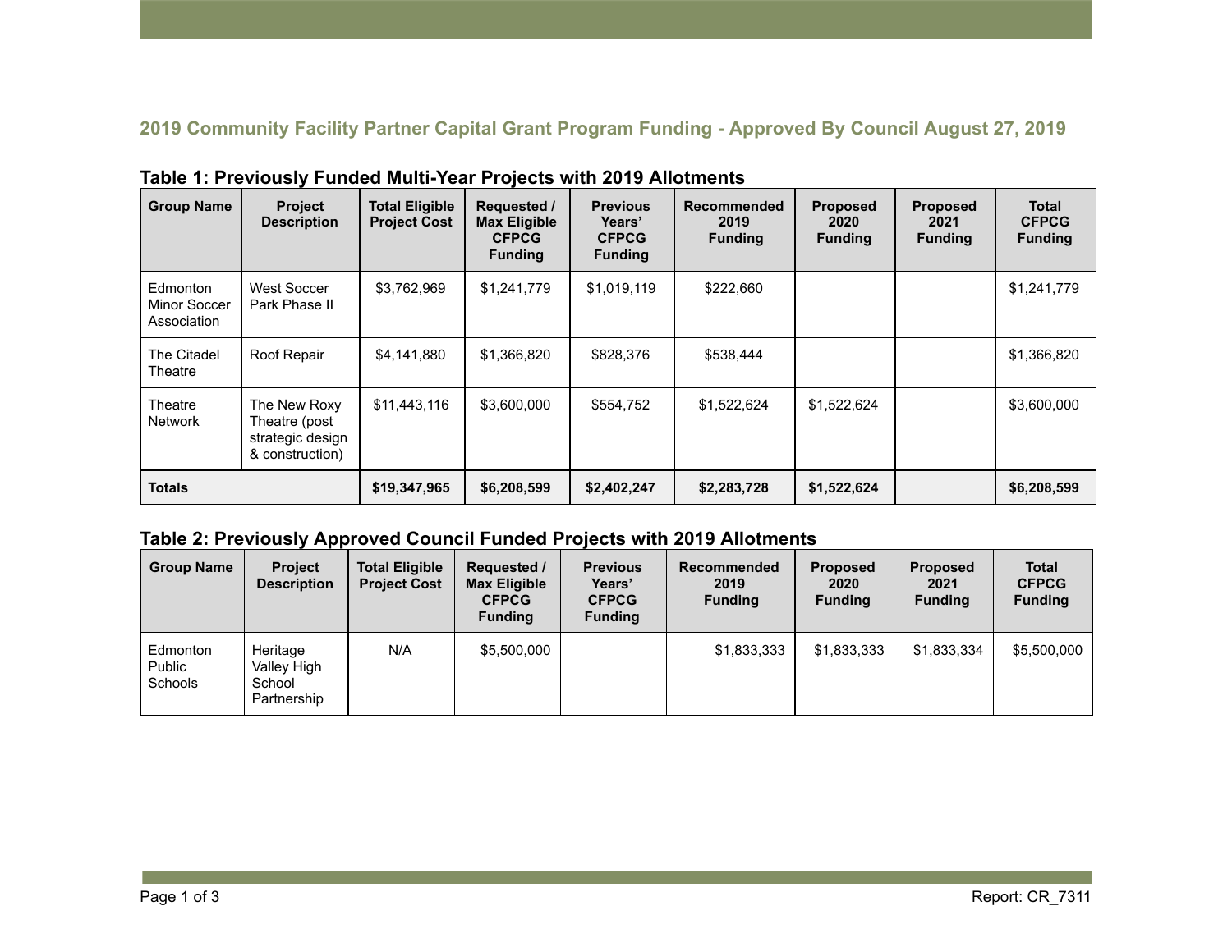## 2019 Community Facility Partner Capital Grant Program Funding - Approved By Council August 27, 2019

### Table 1: Previously Funded Multi-Year Projects with 2019 Allotments

| Group Name | Project Description | Total Eligible Project Cost | Requested / Max Eligible CFPCG Funding | Previous Years' CFPCG Funding | Recommended 2019 Funding | Proposed 2020 Funding | Proposed 2021 Funding | Total CFPCG Funding |
|---|---|---|---|---|---|---|---|---|
| Edmonton Minor Soccer Association | West Soccer Park Phase II | $3,762,969 | $1,241,779 | $1,019,119 | $222,660 | | | $1,241,779 |
| The Citadel Theatre | Roof Repair | $4,141,880 | $1,366,820 | $828,376 | $538,444 | | | $1,366,820 |
| Theatre Network | The New Roxy Theatre (post strategic design & construction) | $11,443,116 | $3,600,000 | $554,752 | $1,522,624 | $1,522,624 | | $3,600,000 |
| **Totals** | | **$19,347,965** | **$6,208,599** | **$2,402,247** | **$2,283,728** | **$1,522,624** | | **$6,208,599** |

### Table 2: Previously Approved Council Funded Projects with 2019 Allotments

| Group Name | Project Description | Total Eligible Project Cost | Requested / Max Eligible CFPCG Funding | Previous Years' CFPCG Funding | Recommended 2019 Funding | Proposed 2020 Funding | Proposed 2021 Funding | Total CFPCG Funding |
|---|---|---|---|---|---|---|---|---|
| Edmonton Public Schools | Heritage Valley High School Partnership | N/A | $5,500,000 | | $1,833,333 | $1,833,333 | $1,833,334 | $5,500,000 |

Report: CR_7311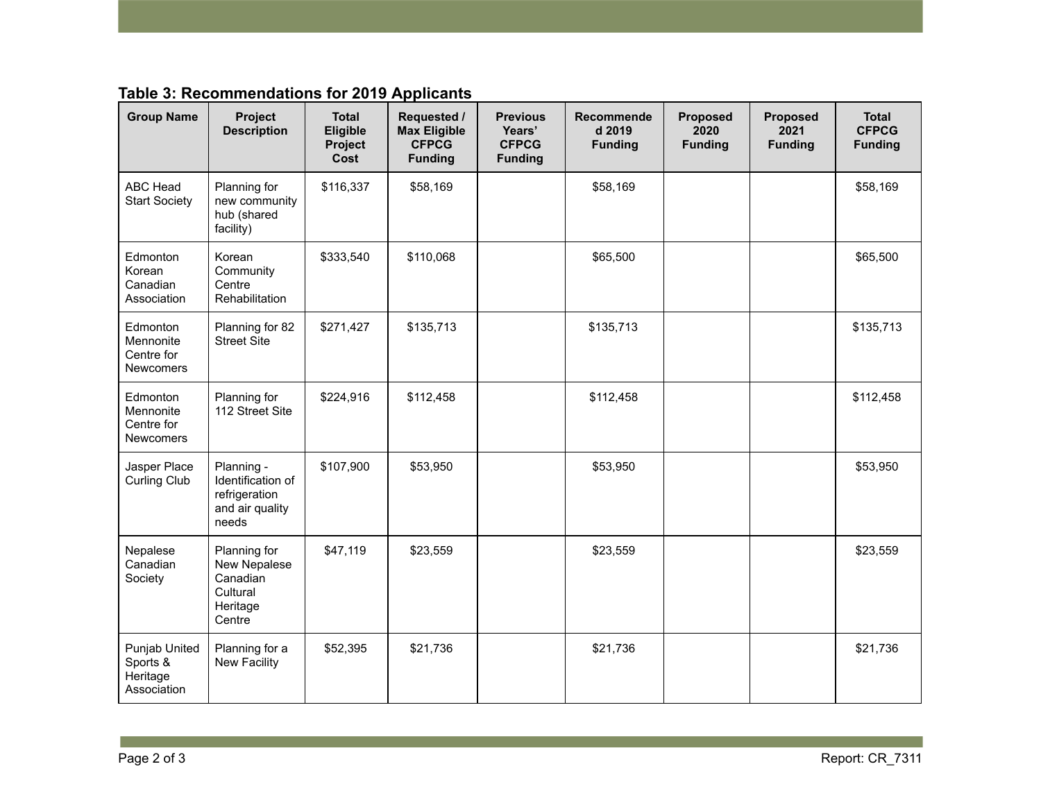**Table 3: Recommendations for 2019 Applicants**

| Group Name | Project Description | Total Eligible Project Cost | Requested / Max Eligible CFPCG Funding | Previous Years' CFPCG Funding | Recommended 2019 Funding | Proposed 2020 Funding | Proposed 2021 Funding | Total CFPCG Funding |
|---|---|---|---|---|---|---|---|---|
| ABC Head Start Society | Planning for new community hub (shared facility) | $116,337 | $58,169 | | $58,169 | | | $58,169 |
| Edmonton Korean Canadian Association | Korean Community Centre Rehabilitation | $333,540 | $110,068 | | $65,500 | | | $65,500 |
| Edmonton Mennonite Centre for Newcomers | Planning for 82 Street Site | $271,427 | $135,713 | | $135,713 | | | $135,713 |
| Edmonton Mennonite Centre for Newcomers | Planning for 112 Street Site | $224,916 | $112,458 | | $112,458 | | | $112,458 |
| Jasper Place Curling Club | Planning - Identification of refrigeration and air quality needs | $107,900 | $53,950 | | $53,950 | | | $53,950 |
| Nepalese Canadian Society | Planning for New Nepalese Canadian Cultural Heritage Centre | $47,119 | $23,559 | | $23,559 | | | $23,559 |
| Punjab United Sports & Heritage Association | Planning for a New Facility | $52,395 | $21,736 | | $21,736 | | | $21,736 |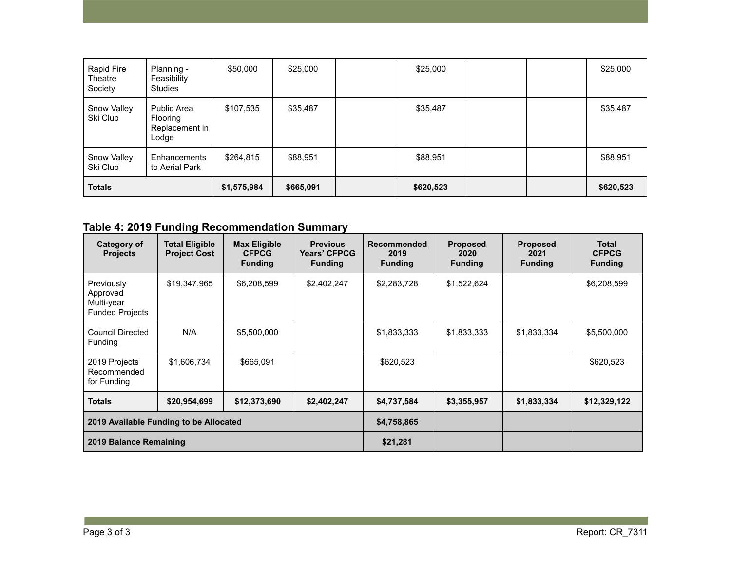| | | | | | | | | |
|---|---|---|---|---|---|---|---|---|
| Rapid Fire Theatre Society | Planning - Feasibility Studies | $50,000 | $25,000 | | $25,000 | | | $25,000 |
| Snow Valley Ski Club | Public Area Flooring Replacement in Lodge | $107,535 | $35,487 | | $35,487 | | | $35,487 |
| Snow Valley Ski Club | Enhancements to Aerial Park | $264,815 | $88,951 | | $88,951 | | | $88,951 |
| **Totals** | | **$1,575,984** | **$665,091** | | **$620,523** | | | **$620,523** |

### Table 4: 2019 Funding Recommendation Summary

| Category of Projects | Total Eligible Project Cost | Max Eligible CFPCG Funding | Previous Years' CFPCG Funding | Recommended 2019 Funding | Proposed 2020 Funding | Proposed 2021 Funding | Total CFPCG Funding |
|---|---|---|---|---|---|---|---|
| Previously Approved Multi-year Funded Projects | $19,347,965 | $6,208,599 | $2,402,247 | $2,283,728 | $1,522,624 | | $6,208,599 |
| Council Directed Funding | N/A | $5,500,000 | | $1,833,333 | $1,833,333 | $1,833,334 | $5,500,000 |
| 2019 Projects Recommended for Funding | $1,606,734 | $665,091 | | $620,523 | | | $620,523 |
| **Totals** | **$20,954,699** | **$12,373,690** | **$2,402,247** | **$4,737,584** | **$3,355,957** | **$1,833,334** | **$12,329,122** |
| **2019 Available Funding to be Allocated** | | | | **$4,758,865** | | | |
| **2019 Balance Remaining** | | | | **$21,281** | | | |